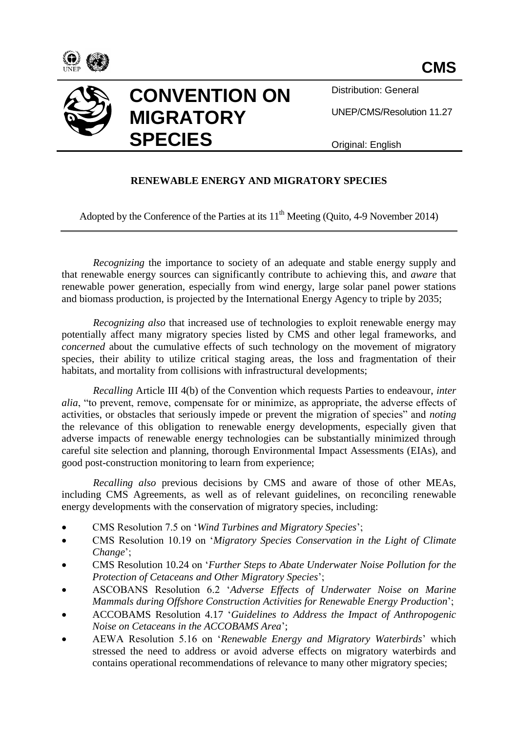CMS

# CONVENTION ON MIGRATORY SPECIES

Distribution: General

UNEP/CMS/Resolution 11.27

Original: English

## RENEWABLE ENERGY AND MIGRATORY SPECIES

Adopted by the Conference of the Parties at its 11th Meeting (Quito, 4-9 November 2014)

*Recognizing* the importance to society of an adequate and stable energy supply and that renewable energy sources can significantly contribute to achieving this, and *aware* that renewable power generation, especially from wind energy, large solar panel power stations and biomass production, is projected by the International Energy Agency to triple by 2035;

*Recognizing also* that increased use of technologies to exploit renewable energy may potentially affect many migratory species listed by CMS and other legal frameworks, and *concerned* about the cumulative effects of such technology on the movement of migratory species, their ability to utilize critical staging areas, the loss and fragmentation of their habitats, and mortality from collisions with infrastructural developments;

*Recalling* Article III 4(b) of the Convention which requests Parties to endeavour, *inter alia*, "to prevent, remove, compensate for or minimize, as appropriate, the adverse effects of activities, or obstacles that seriously impede or prevent the migration of species" and *noting* the relevance of this obligation to renewable energy developments, especially given that adverse impacts of renewable energy technologies can be substantially minimized through careful site selection and planning, thorough Environmental Impact Assessments (EIAs), and good post-construction monitoring to learn from experience;

*Recalling also* previous decisions by CMS and aware of those of other MEAs, including CMS Agreements, as well as of relevant guidelines, on reconciling renewable energy developments with the conservation of migratory species, including:

- CMS Resolution 7.5 on '*Wind Turbines and Migratory Species*';
- CMS Resolution 10.19 on '*Migratory Species Conservation in the Light of Climate Change*';
- CMS Resolution 10.24 on '*Further Steps to Abate Underwater Noise Pollution for the Protection of Cetaceans and Other Migratory Species*';
- ASCOBANS Resolution 6.2 '*Adverse Effects of Underwater Noise on Marine Mammals during Offshore Construction Activities for Renewable Energy Production*';
- ACCOBAMS Resolution 4.17 '*Guidelines to Address the Impact of Anthropogenic Noise on Cetaceans in the ACCOBAMS Area*';
- AEWA Resolution 5.16 on '*Renewable Energy and Migratory Waterbirds*' which stressed the need to address or avoid adverse effects on migratory waterbirds and contains operational recommendations of relevance to many other migratory species;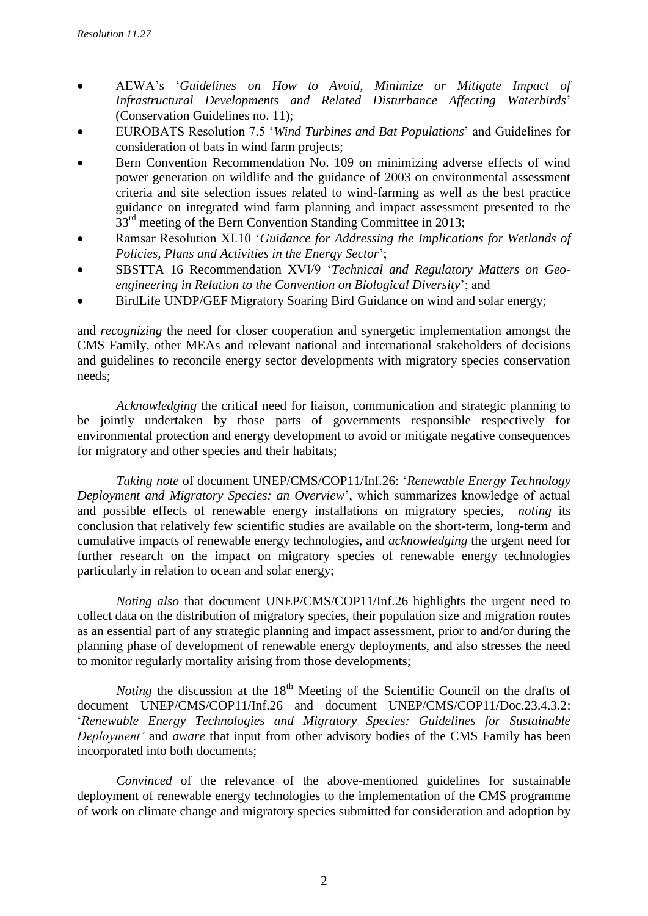- AEWA's '*Guidelines on How to Avoid, Minimize or Mitigate Impact of Infrastructural Developments and Related Disturbance Affecting Waterbirds*' (Conservation Guidelines no. 11);
- EUROBATS Resolution 7.5 '*Wind Turbines and Bat Populations*' and Guidelines for consideration of bats in wind farm projects;
- Bern Convention Recommendation No. 109 on minimizing adverse effects of wind power generation on wildlife and the guidance of 2003 on environmental assessment criteria and site selection issues related to wind-farming as well as the best practice guidance on integrated wind farm planning and impact assessment presented to the 33rd meeting of the Bern Convention Standing Committee in 2013;
- Ramsar Resolution XI.10 '*Guidance for Addressing the Implications for Wetlands of Policies, Plans and Activities in the Energy Sector*';
- SBSTTA 16 Recommendation XVI/9 '*Technical and Regulatory Matters on Geo-engineering in Relation to the Convention on Biological Diversity*'; and
- BirdLife UNDP/GEF Migratory Soaring Bird Guidance on wind and solar energy;

and *recognizing* the need for closer cooperation and synergetic implementation amongst the CMS Family, other MEAs and relevant national and international stakeholders of decisions and guidelines to reconcile energy sector developments with migratory species conservation needs;

*Acknowledging* the critical need for liaison, communication and strategic planning to be jointly undertaken by those parts of governments responsible respectively for environmental protection and energy development to avoid or mitigate negative consequences for migratory and other species and their habitats;

*Taking note* of document UNEP/CMS/COP11/Inf.26: '*Renewable Energy Technology Deployment and Migratory Species: an Overview*', which summarizes knowledge of actual and possible effects of renewable energy installations on migratory species, *noting* its conclusion that relatively few scientific studies are available on the short-term, long-term and cumulative impacts of renewable energy technologies, and *acknowledging* the urgent need for further research on the impact on migratory species of renewable energy technologies particularly in relation to ocean and solar energy;

*Noting also* that document UNEP/CMS/COP11/Inf.26 highlights the urgent need to collect data on the distribution of migratory species, their population size and migration routes as an essential part of any strategic planning and impact assessment, prior to and/or during the planning phase of development of renewable energy deployments, and also stresses the need to monitor regularly mortality arising from those developments;

*Noting* the discussion at the 18th Meeting of the Scientific Council on the drafts of document UNEP/CMS/COP11/Inf.26 and document UNEP/CMS/COP11/Doc.23.4.3.2: '*Renewable Energy Technologies and Migratory Species: Guidelines for Sustainable Deployment'* and *aware* that input from other advisory bodies of the CMS Family has been incorporated into both documents;

*Convinced* of the relevance of the above-mentioned guidelines for sustainable deployment of renewable energy technologies to the implementation of the CMS programme of work on climate change and migratory species submitted for consideration and adoption by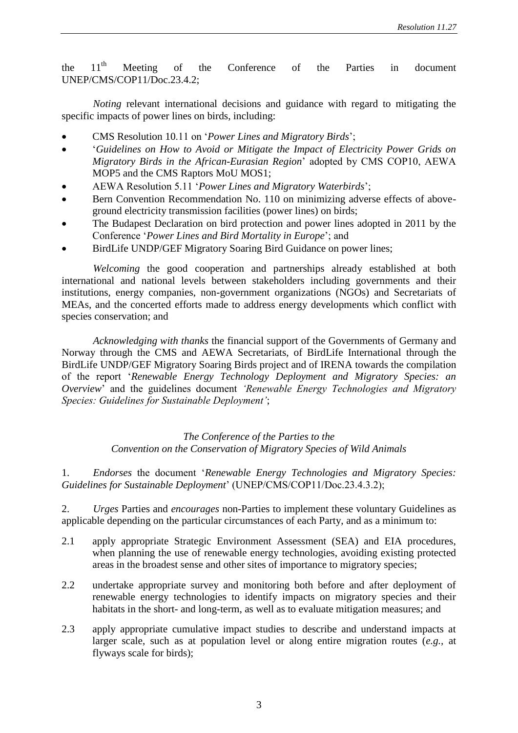the 11th Meeting of the Conference of the Parties in document UNEP/CMS/COP11/Doc.23.4.2;

*Noting* relevant international decisions and guidance with regard to mitigating the specific impacts of power lines on birds, including:

- CMS Resolution 10.11 on '*Power Lines and Migratory Birds*';
- '*Guidelines on How to Avoid or Mitigate the Impact of Electricity Power Grids on Migratory Birds in the African-Eurasian Region*' adopted by CMS COP10, AEWA MOP5 and the CMS Raptors MoU MOS1;
- AEWA Resolution 5.11 '*Power Lines and Migratory Waterbirds*';
- Bern Convention Recommendation No. 110 on minimizing adverse effects of above-ground electricity transmission facilities (power lines) on birds;
- The Budapest Declaration on bird protection and power lines adopted in 2011 by the Conference '*Power Lines and Bird Mortality in Europe*'; and
- BirdLife UNDP/GEF Migratory Soaring Bird Guidance on power lines;

*Welcoming* the good cooperation and partnerships already established at both international and national levels between stakeholders including governments and their institutions, energy companies, non-government organizations (NGOs) and Secretariats of MEAs, and the concerted efforts made to address energy developments which conflict with species conservation; and

*Acknowledging with thanks* the financial support of the Governments of Germany and Norway through the CMS and AEWA Secretariats, of BirdLife International through the BirdLife UNDP/GEF Migratory Soaring Birds project and of IRENA towards the compilation of the report '*Renewable Energy Technology Deployment and Migratory Species: an Overview*' and the guidelines document *'Renewable Energy Technologies and Migratory Species: Guidelines for Sustainable Deployment'*;

*The Conference of the Parties to the*
*Convention on the Conservation of Migratory Species of Wild Animals*

1. *Endorses* the document '*Renewable Energy Technologies and Migratory Species: Guidelines for Sustainable Deployment*' (UNEP/CMS/COP11/Doc.23.4.3.2);

2. *Urges* Parties and *encourages* non-Parties to implement these voluntary Guidelines as applicable depending on the particular circumstances of each Party, and as a minimum to:

2.1 apply appropriate Strategic Environment Assessment (SEA) and EIA procedures, when planning the use of renewable energy technologies, avoiding existing protected areas in the broadest sense and other sites of importance to migratory species;

2.2 undertake appropriate survey and monitoring both before and after deployment of renewable energy technologies to identify impacts on migratory species and their habitats in the short- and long-term, as well as to evaluate mitigation measures; and

2.3 apply appropriate cumulative impact studies to describe and understand impacts at larger scale, such as at population level or along entire migration routes (*e.g.,* at flyways scale for birds);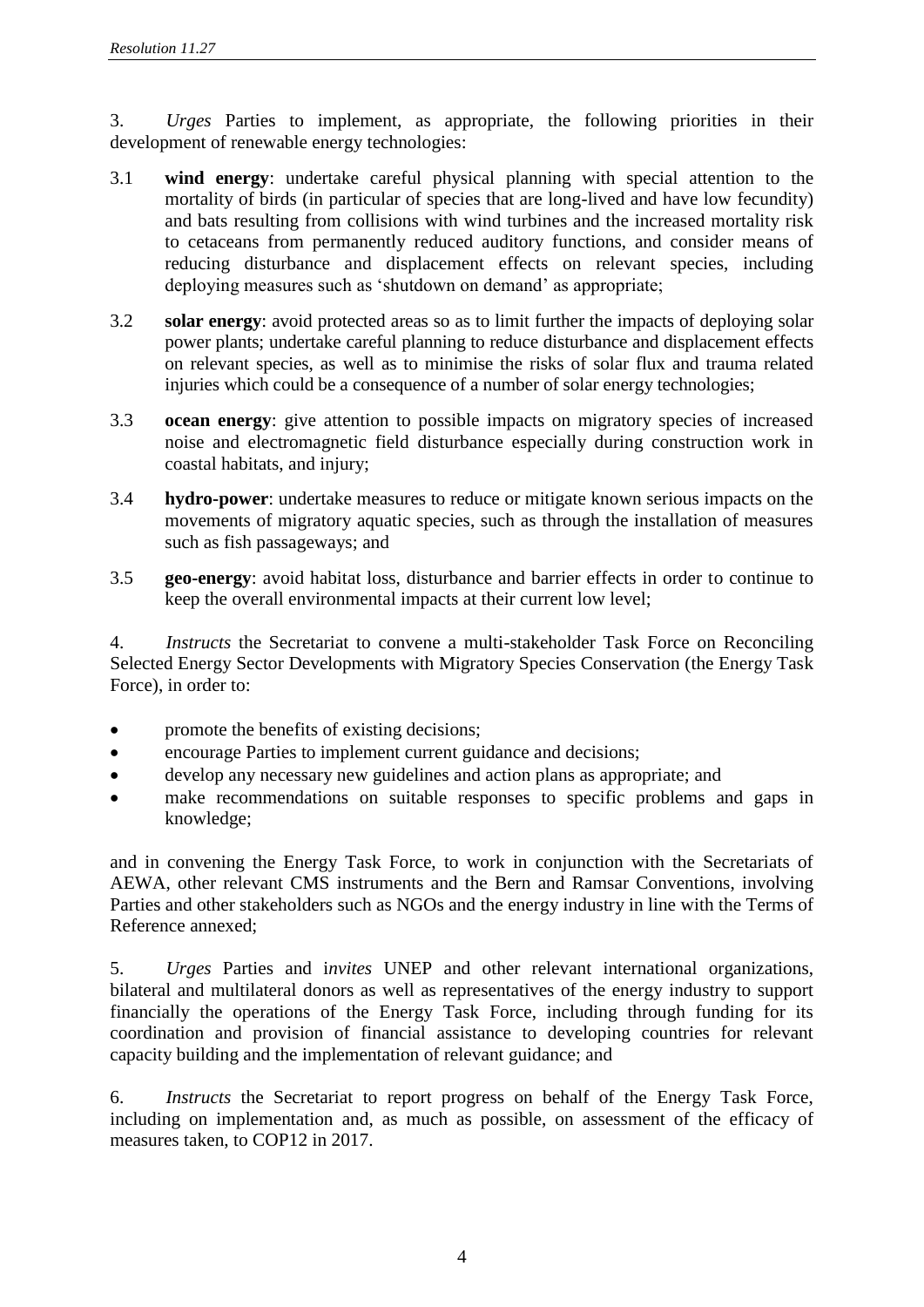3. *Urges* Parties to implement, as appropriate, the following priorities in their development of renewable energy technologies:

3.1 **wind energy**: undertake careful physical planning with special attention to the mortality of birds (in particular of species that are long-lived and have low fecundity) and bats resulting from collisions with wind turbines and the increased mortality risk to cetaceans from permanently reduced auditory functions, and consider means of reducing disturbance and displacement effects on relevant species, including deploying measures such as 'shutdown on demand' as appropriate;

3.2 **solar energy**: avoid protected areas so as to limit further the impacts of deploying solar power plants; undertake careful planning to reduce disturbance and displacement effects on relevant species, as well as to minimise the risks of solar flux and trauma related injuries which could be a consequence of a number of solar energy technologies;

3.3 **ocean energy**: give attention to possible impacts on migratory species of increased noise and electromagnetic field disturbance especially during construction work in coastal habitats, and injury;

3.4 **hydro-power**: undertake measures to reduce or mitigate known serious impacts on the movements of migratory aquatic species, such as through the installation of measures such as fish passageways; and

3.5 **geo-energy**: avoid habitat loss, disturbance and barrier effects in order to continue to keep the overall environmental impacts at their current low level;

4. *Instructs* the Secretariat to convene a multi-stakeholder Task Force on Reconciling Selected Energy Sector Developments with Migratory Species Conservation (the Energy Task Force), in order to:

- promote the benefits of existing decisions;
- encourage Parties to implement current guidance and decisions;
- develop any necessary new guidelines and action plans as appropriate; and
- make recommendations on suitable responses to specific problems and gaps in knowledge;

and in convening the Energy Task Force, to work in conjunction with the Secretariats of AEWA, other relevant CMS instruments and the Bern and Ramsar Conventions, involving Parties and other stakeholders such as NGOs and the energy industry in line with the Terms of Reference annexed;

5. *Urges* Parties and i*nvites* UNEP and other relevant international organizations, bilateral and multilateral donors as well as representatives of the energy industry to support financially the operations of the Energy Task Force, including through funding for its coordination and provision of financial assistance to developing countries for relevant capacity building and the implementation of relevant guidance; and

6. *Instructs* the Secretariat to report progress on behalf of the Energy Task Force, including on implementation and, as much as possible, on assessment of the efficacy of measures taken, to COP12 in 2017.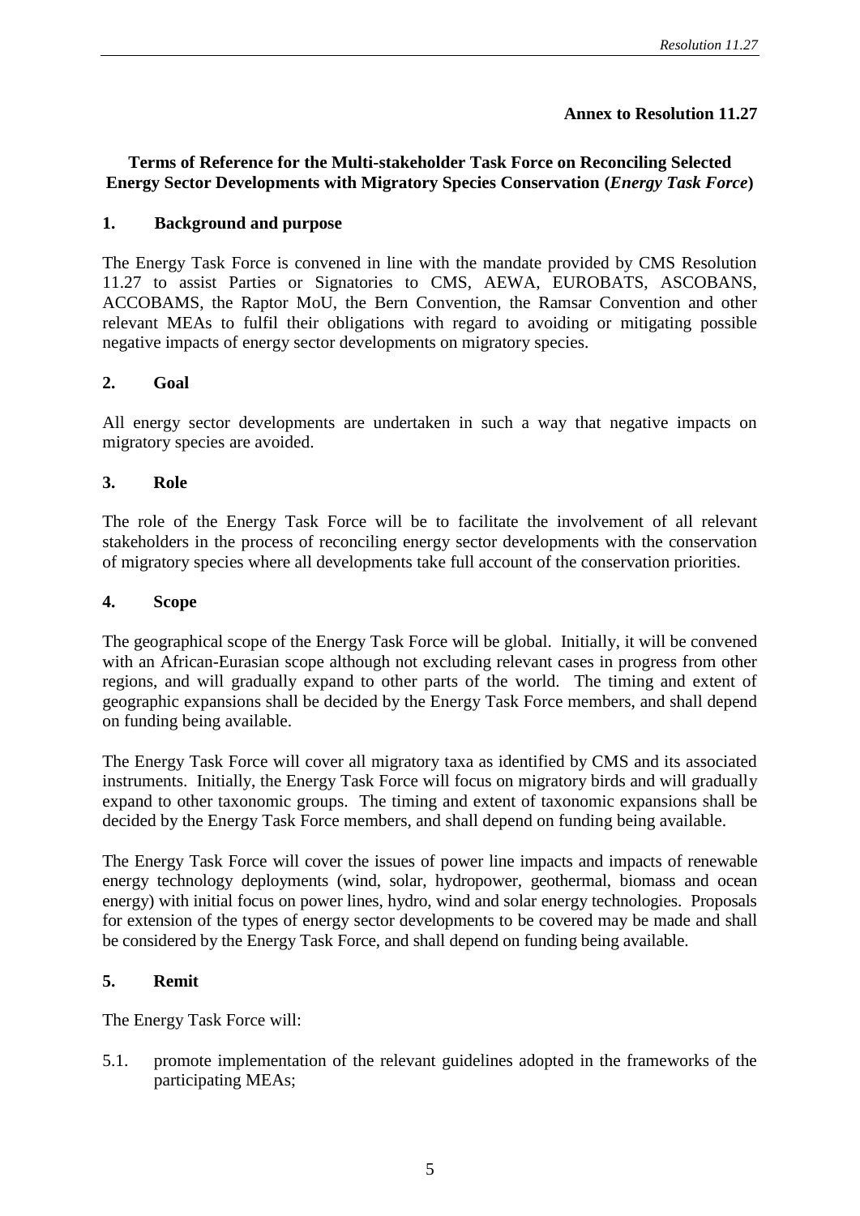**Annex to Resolution 11.27**

## Terms of Reference for the Multi-stakeholder Task Force on Reconciling Selected Energy Sector Developments with Migratory Species Conservation (*Energy Task Force*)

### 1. Background and purpose

The Energy Task Force is convened in line with the mandate provided by CMS Resolution 11.27 to assist Parties or Signatories to CMS, AEWA, EUROBATS, ASCOBANS, ACCOBAMS, the Raptor MoU, the Bern Convention, the Ramsar Convention and other relevant MEAs to fulfil their obligations with regard to avoiding or mitigating possible negative impacts of energy sector developments on migratory species.

### 2. Goal

All energy sector developments are undertaken in such a way that negative impacts on migratory species are avoided.

### 3. Role

The role of the Energy Task Force will be to facilitate the involvement of all relevant stakeholders in the process of reconciling energy sector developments with the conservation of migratory species where all developments take full account of the conservation priorities.

### 4. Scope

The geographical scope of the Energy Task Force will be global. Initially, it will be convened with an African-Eurasian scope although not excluding relevant cases in progress from other regions, and will gradually expand to other parts of the world. The timing and extent of geographic expansions shall be decided by the Energy Task Force members, and shall depend on funding being available.

The Energy Task Force will cover all migratory taxa as identified by CMS and its associated instruments. Initially, the Energy Task Force will focus on migratory birds and will gradually expand to other taxonomic groups. The timing and extent of taxonomic expansions shall be decided by the Energy Task Force members, and shall depend on funding being available.

The Energy Task Force will cover the issues of power line impacts and impacts of renewable energy technology deployments (wind, solar, hydropower, geothermal, biomass and ocean energy) with initial focus on power lines, hydro, wind and solar energy technologies. Proposals for extension of the types of energy sector developments to be covered may be made and shall be considered by the Energy Task Force, and shall depend on funding being available.

### 5. Remit

The Energy Task Force will:

5.1. promote implementation of the relevant guidelines adopted in the frameworks of the participating MEAs;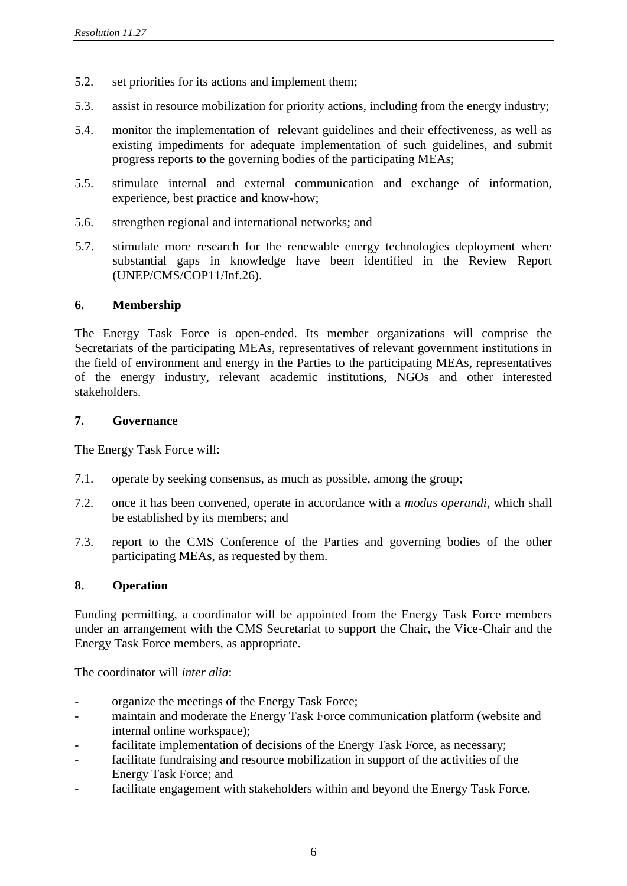5.2. set priorities for its actions and implement them;

5.3. assist in resource mobilization for priority actions, including from the energy industry;

5.4. monitor the implementation of relevant guidelines and their effectiveness, as well as existing impediments for adequate implementation of such guidelines, and submit progress reports to the governing bodies of the participating MEAs;

5.5. stimulate internal and external communication and exchange of information, experience, best practice and know-how;

5.6. strengthen regional and international networks; and

5.7. stimulate more research for the renewable energy technologies deployment where substantial gaps in knowledge have been identified in the Review Report (UNEP/CMS/COP11/Inf.26).

## 6. Membership

The Energy Task Force is open-ended. Its member organizations will comprise the Secretariats of the participating MEAs, representatives of relevant government institutions in the field of environment and energy in the Parties to the participating MEAs, representatives of the energy industry, relevant academic institutions, NGOs and other interested stakeholders.

## 7. Governance

The Energy Task Force will:

7.1. operate by seeking consensus, as much as possible, among the group;

7.2. once it has been convened, operate in accordance with a *modus operandi*, which shall be established by its members; and

7.3. report to the CMS Conference of the Parties and governing bodies of the other participating MEAs, as requested by them.

## 8. Operation

Funding permitting, a coordinator will be appointed from the Energy Task Force members under an arrangement with the CMS Secretariat to support the Chair, the Vice-Chair and the Energy Task Force members, as appropriate.

The coordinator will *inter alia*:

- organize the meetings of the Energy Task Force;
- maintain and moderate the Energy Task Force communication platform (website and internal online workspace);
- facilitate implementation of decisions of the Energy Task Force, as necessary;
- facilitate fundraising and resource mobilization in support of the activities of the Energy Task Force; and
- facilitate engagement with stakeholders within and beyond the Energy Task Force.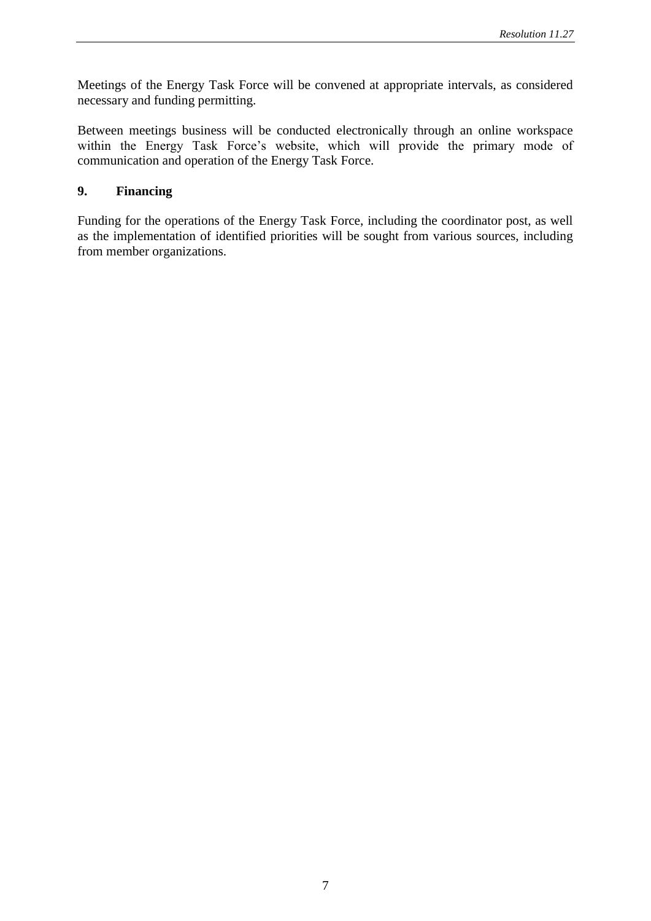Meetings of the Energy Task Force will be convened at appropriate intervals, as considered necessary and funding permitting.

Between meetings business will be conducted electronically through an online workspace within the Energy Task Force's website, which will provide the primary mode of communication and operation of the Energy Task Force.

## 9. Financing

Funding for the operations of the Energy Task Force, including the coordinator post, as well as the implementation of identified priorities will be sought from various sources, including from member organizations.